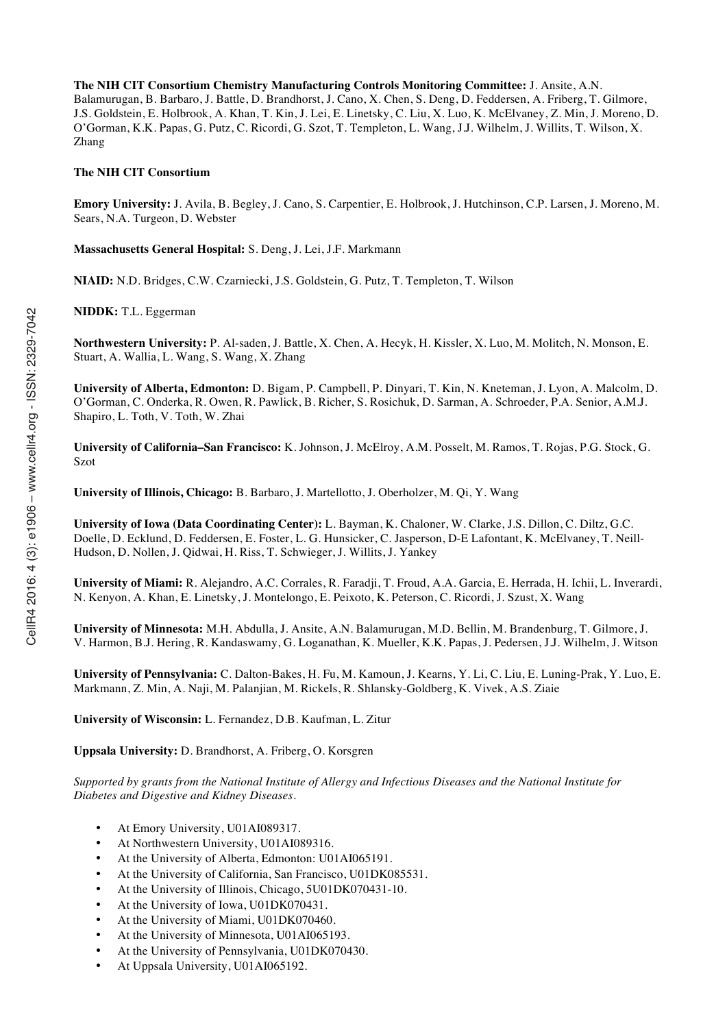**The NIH CIT Consortium Chemistry Manufacturing Controls Monitoring Committee:** J. Ansite, A.N. Balamurugan, B. Barbaro, J. Battle, D. Brandhorst, J. Cano, X. Chen, S. Deng, D. Feddersen, A. Friberg, T. Gilmore, J.S. Goldstein, E. Holbrook, A. Khan, T. Kin, J. Lei, E. Linetsky, C. Liu, X. Luo, K. McElvaney, Z. Min, J. Moreno, D. O'Gorman, K.K. Papas, G. Putz, C. Ricordi, G. Szot, T. Templeton, L. Wang, J.J. Wilhelm, J. Willits, T. Wilson, X. Zhang

**The NIH CIT Consortium**

**Emory University:** J. Avila, B. Begley, J. Cano, S. Carpentier, E. Holbrook, J. Hutchinson, C.P. Larsen, J. Moreno, M. Sears, N.A. Turgeon, D. Webster

**Massachusetts General Hospital:** S. Deng, J. Lei, J.F. Markmann

**NIAID:** N.D. Bridges, C.W. Czarniecki, J.S. Goldstein, G. Putz, T. Templeton, T. Wilson

**NIDDK:** T.L. Eggerman

**Northwestern University:** P. Al-saden, J. Battle, X. Chen, A. Hecyk, H. Kissler, X. Luo, M. Molitch, N. Monson, E. Stuart, A. Wallia, L. Wang, S. Wang, X. Zhang

**University of Alberta, Edmonton:** D. Bigam, P. Campbell, P. Dinyari, T. Kin, N. Kneteman, J. Lyon, A. Malcolm, D. O'Gorman, C. Onderka, R. Owen, R. Pawlick, B. Richer, S. Rosichuk, D. Sarman, A. Schroeder, P.A. Senior, A.M.J. Shapiro, L. Toth, V. Toth, W. Zhai

**University of California–San Francisco:** K. Johnson, J. McElroy, A.M. Posselt, M. Ramos, T. Rojas, P.G. Stock, G. Szot

**University of Illinois, Chicago:** B. Barbaro, J. Martellotto, J. Oberholzer, M. Qi, Y. Wang

**University of Iowa (Data Coordinating Center):** L. Bayman, K. Chaloner, W. Clarke, J.S. Dillon, C. Diltz, G.C. Doelle, D. Ecklund, D. Feddersen, E. Foster, L. G. Hunsicker, C. Jasperson, D-E Lafontant, K. McElvaney, T. Neill-Hudson, D. Nollen, J. Qidwai, H. Riss, T. Schwieger, J. Willits, J. Yankey

**University of Miami:** R. Alejandro, A.C. Corrales, R. Faradji, T. Froud, A.A. Garcia, E. Herrada, H. Ichii, L. Inverardi, N. Kenyon, A. Khan, E. Linetsky, J. Montelongo, E. Peixoto, K. Peterson, C. Ricordi, J. Szust, X. Wang

**University of Minnesota:** M.H. Abdulla, J. Ansite, A.N. Balamurugan, M.D. Bellin, M. Brandenburg, T. Gilmore, J. V. Harmon, B.J. Hering, R. Kandaswamy, G. Loganathan, K. Mueller, K.K. Papas, J. Pedersen, J.J. Wilhelm, J. Witson

**University of Pennsylvania:** C. Dalton-Bakes, H. Fu, M. Kamoun, J. Kearns, Y. Li, C. Liu, E. Luning-Prak, Y. Luo, E. Markmann, Z. Min, A. Naji, M. Palanjian, M. Rickels, R. Shlansky-Goldberg, K. Vivek, A.S. Ziaie

**University of Wisconsin:** L. Fernandez, D.B. Kaufman, L. Zitur

**Uppsala University:** D. Brandhorst, A. Friberg, O. Korsgren

*Supported by grants from the National Institute of Allergy and Infectious Diseases and the National Institute for Diabetes and Digestive and Kidney Diseases.*

- At Emory University, U01AI089317.
- At Northwestern University, U01AI089316.
- At the University of Alberta, Edmonton: U01AI065191.
- At the University of California, San Francisco, U01DK085531.
- At the University of Illinois, Chicago, 5U01DK070431-10.
- At the University of Iowa, U01DK070431.
- At the University of Miami, U01DK070460.
- At the University of Minnesota, U01AI065193.
- At the University of Pennsylvania, U01DK070430.
- At Uppsala University, U01AI065192.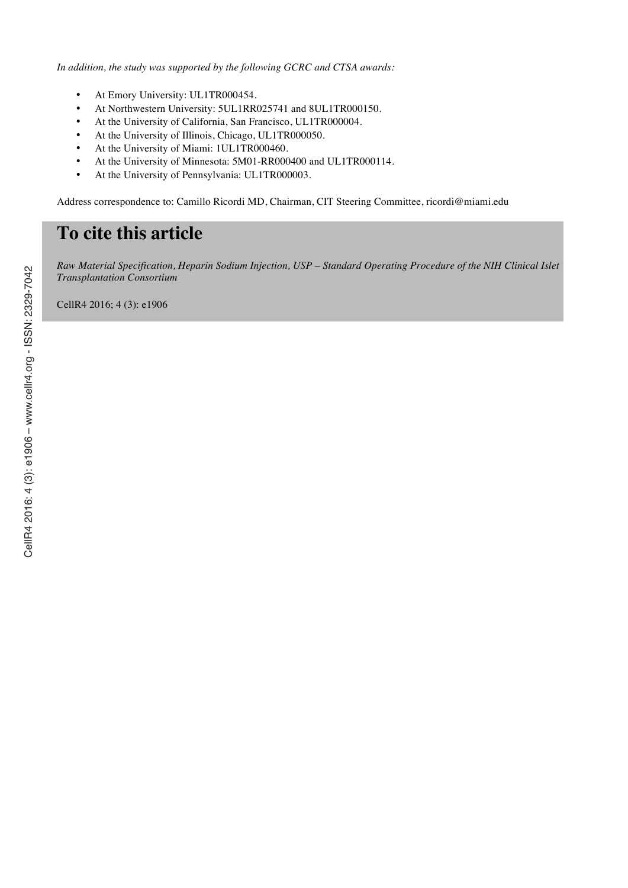*In addition, the study was supported by the following GCRC and CTSA awards:*

- At Emory University: UL1TR000454.
- At Northwestern University: 5UL1RR025741 and 8UL1TR000150.
- At the University of California, San Francisco, UL1TR000004.
- At the University of Illinois, Chicago, UL1TR000050.
- At the University of Miami: 1UL1TR000460.
- At the University of Minnesota: 5M01-RR000400 and UL1TR000114.
- At the University of Pennsylvania: UL1TR000003.

Address correspondence to: Camillo Ricordi MD, Chairman, CIT Steering Committee, ricordi@miami.edu

## To cite this article

*Raw Material Specification, Heparin Sodium Injection, USP – Standard Operating Procedure of the NIH Clinical Islet Transplantation Consortium*

CellR4 2016; 4 (3): e1906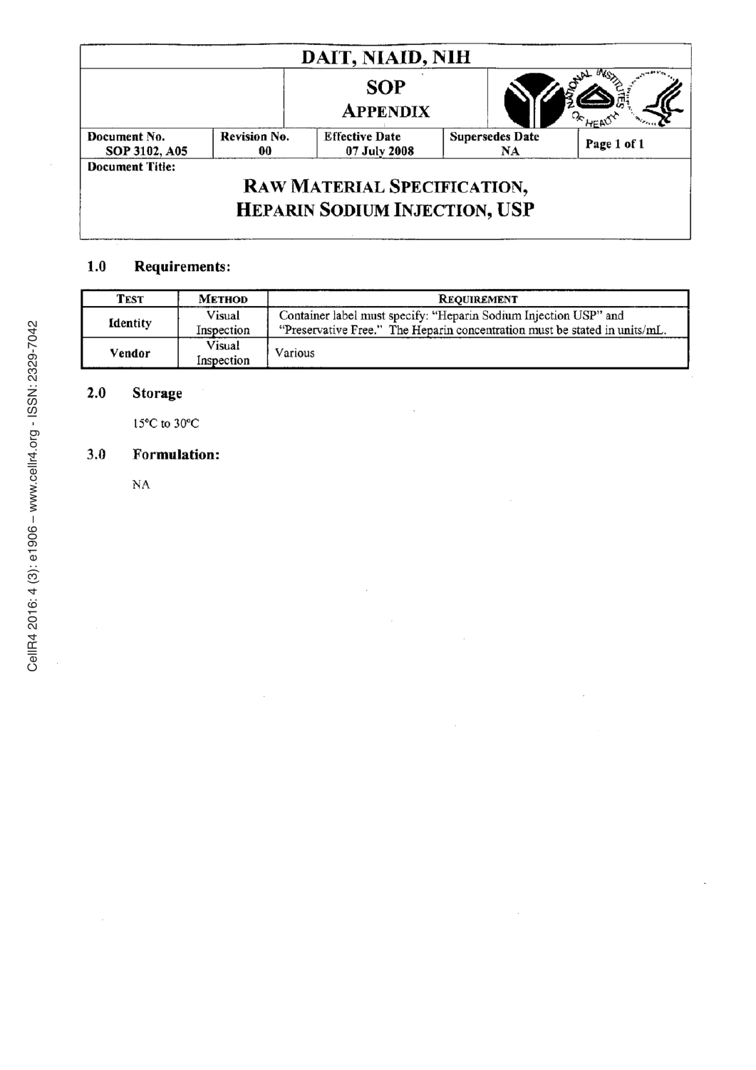| DAIT, NIAID, NIH | | | | |
| --- | --- | --- | --- | --- |
| | SOP APPENDIX | | | |
| **Document No.** SOP 3102, A05 | **Revision No.** 00 | **Effective Date** 07 July 2008 | **Supersedes Date** NA | **Page 1 of 1** |
| **Document Title:** RAW MATERIAL SPECIFICATION, HEPARIN SODIUM INJECTION, USP | | | | |

## 1.0 Requirements:

| TEST | METHOD | REQUIREMENT |
| --- | --- | --- |
| **Identity** | Visual Inspection | Container label must specify: "Heparin Sodium Injection USP" and "Preservative Free." The Heparin concentration must be stated in units/mL. |
| **Vendor** | Visual Inspection | Various |

## 2.0 Storage

15°C to 30°C

## 3.0 Formulation:

NA